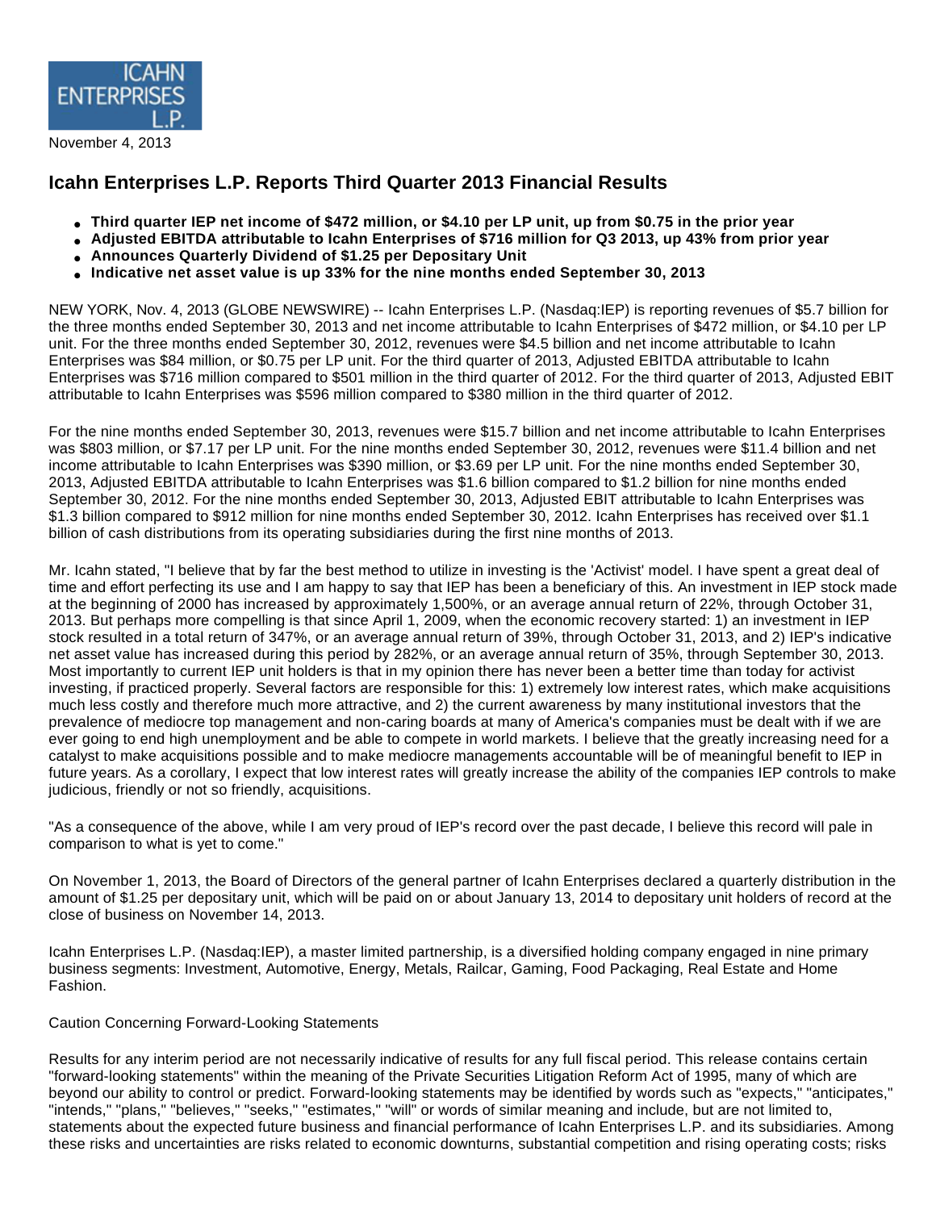ICAHN ENTERPRISES L.P.

November 4, 2013

# Icahn Enterprises L.P. Reports Third Quarter 2013 Financial Results

- **Third quarter IEP net income of $472 million, or $4.10 per LP unit, up from $0.75 in the prior year**
- **Adjusted EBITDA attributable to Icahn Enterprises of $716 million for Q3 2013, up 43% from prior year**
- **Announces Quarterly Dividend of $1.25 per Depositary Unit**
- **Indicative net asset value is up 33% for the nine months ended September 30, 2013**

NEW YORK, Nov. 4, 2013 (GLOBE NEWSWIRE) -- Icahn Enterprises L.P. (Nasdaq:IEP) is reporting revenues of $5.7 billion for the three months ended September 30, 2013 and net income attributable to Icahn Enterprises of $472 million, or $4.10 per LP unit. For the three months ended September 30, 2012, revenues were $4.5 billion and net income attributable to Icahn Enterprises was $84 million, or $0.75 per LP unit. For the third quarter of 2013, Adjusted EBITDA attributable to Icahn Enterprises was $716 million compared to $501 million in the third quarter of 2012. For the third quarter of 2013, Adjusted EBIT attributable to Icahn Enterprises was $596 million compared to $380 million in the third quarter of 2012.

For the nine months ended September 30, 2013, revenues were $15.7 billion and net income attributable to Icahn Enterprises was $803 million, or $7.17 per LP unit. For the nine months ended September 30, 2012, revenues were $11.4 billion and net income attributable to Icahn Enterprises was $390 million, or $3.69 per LP unit. For the nine months ended September 30, 2013, Adjusted EBITDA attributable to Icahn Enterprises was $1.6 billion compared to $1.2 billion for nine months ended September 30, 2012. For the nine months ended September 30, 2013, Adjusted EBIT attributable to Icahn Enterprises was $1.3 billion compared to $912 million for nine months ended September 30, 2012. Icahn Enterprises has received over $1.1 billion of cash distributions from its operating subsidiaries during the first nine months of 2013.

Mr. Icahn stated, "I believe that by far the best method to utilize in investing is the 'Activist' model. I have spent a great deal of time and effort perfecting its use and I am happy to say that IEP has been a beneficiary of this. An investment in IEP stock made at the beginning of 2000 has increased by approximately 1,500%, or an average annual return of 22%, through October 31, 2013. But perhaps more compelling is that since April 1, 2009, when the economic recovery started: 1) an investment in IEP stock resulted in a total return of 347%, or an average annual return of 39%, through October 31, 2013, and 2) IEP's indicative net asset value has increased during this period by 282%, or an average annual return of 35%, through September 30, 2013. Most importantly to current IEP unit holders is that in my opinion there has never been a better time than today for activist investing, if practiced properly. Several factors are responsible for this: 1) extremely low interest rates, which make acquisitions much less costly and therefore much more attractive, and 2) the current awareness by many institutional investors that the prevalence of mediocre top management and non-caring boards at many of America's companies must be dealt with if we are ever going to end high unemployment and be able to compete in world markets. I believe that the greatly increasing need for a catalyst to make acquisitions possible and to make mediocre managements accountable will be of meaningful benefit to IEP in future years. As a corollary, I expect that low interest rates will greatly increase the ability of the companies IEP controls to make judicious, friendly or not so friendly, acquisitions.

"As a consequence of the above, while I am very proud of IEP's record over the past decade, I believe this record will pale in comparison to what is yet to come."

On November 1, 2013, the Board of Directors of the general partner of Icahn Enterprises declared a quarterly distribution in the amount of $1.25 per depositary unit, which will be paid on or about January 13, 2014 to depositary unit holders of record at the close of business on November 14, 2013.

Icahn Enterprises L.P. (Nasdaq:IEP), a master limited partnership, is a diversified holding company engaged in nine primary business segments: Investment, Automotive, Energy, Metals, Railcar, Gaming, Food Packaging, Real Estate and Home Fashion.

Caution Concerning Forward-Looking Statements

Results for any interim period are not necessarily indicative of results for any full fiscal period. This release contains certain "forward-looking statements" within the meaning of the Private Securities Litigation Reform Act of 1995, many of which are beyond our ability to control or predict. Forward-looking statements may be identified by words such as "expects," "anticipates," "intends," "plans," "believes," "seeks," "estimates," "will" or words of similar meaning and include, but are not limited to, statements about the expected future business and financial performance of Icahn Enterprises L.P. and its subsidiaries. Among these risks and uncertainties are risks related to economic downturns, substantial competition and rising operating costs; risks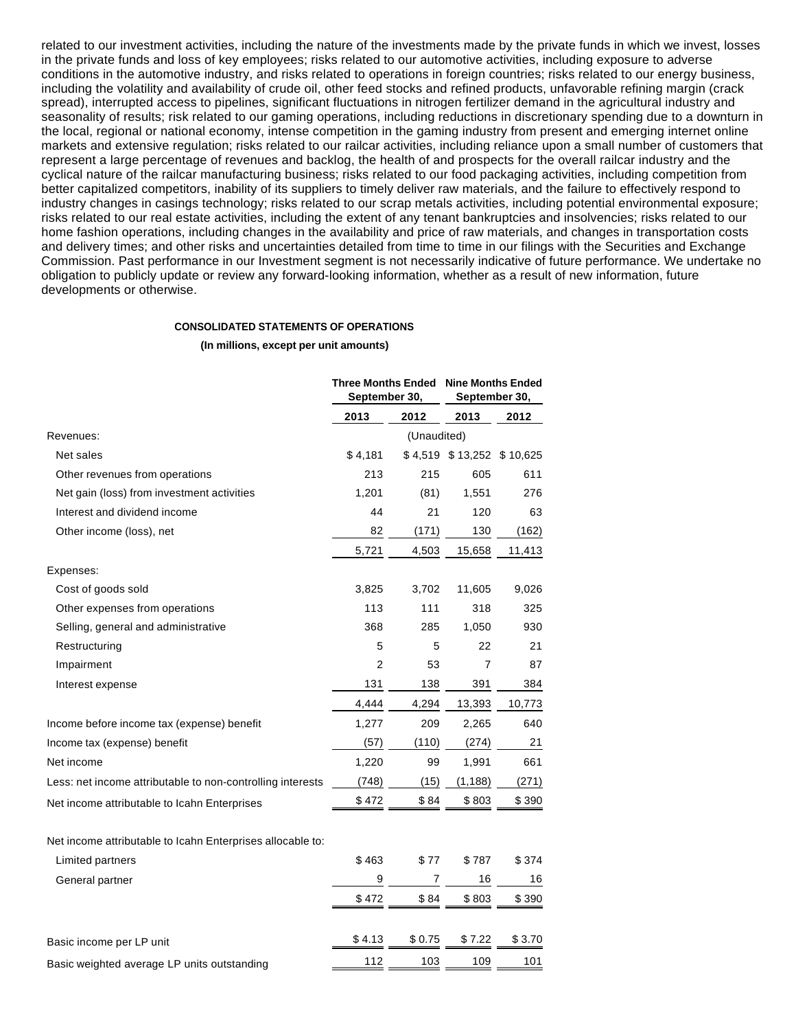related to our investment activities, including the nature of the investments made by the private funds in which we invest, losses in the private funds and loss of key employees; risks related to our automotive activities, including exposure to adverse conditions in the automotive industry, and risks related to operations in foreign countries; risks related to our energy business, including the volatility and availability of crude oil, other feed stocks and refined products, unfavorable refining margin (crack spread), interrupted access to pipelines, significant fluctuations in nitrogen fertilizer demand in the agricultural industry and seasonality of results; risk related to our gaming operations, including reductions in discretionary spending due to a downturn in the local, regional or national economy, intense competition in the gaming industry from present and emerging internet online markets and extensive regulation; risks related to our railcar activities, including reliance upon a small number of customers that represent a large percentage of revenues and backlog, the health of and prospects for the overall railcar industry and the cyclical nature of the railcar manufacturing business; risks related to our food packaging activities, including competition from better capitalized competitors, inability of its suppliers to timely deliver raw materials, and the failure to effectively respond to industry changes in casings technology; risks related to our scrap metals activities, including potential environmental exposure; risks related to our real estate activities, including the extent of any tenant bankruptcies and insolvencies; risks related to our home fashion operations, including changes in the availability and price of raw materials, and changes in transportation costs and delivery times; and other risks and uncertainties detailed from time to time in our filings with the Securities and Exchange Commission. Past performance in our Investment segment is not necessarily indicative of future performance. We undertake no obligation to publicly update or review any forward-looking information, whether as a result of new information, future developments or otherwise.

**CONSOLIDATED STATEMENTS OF OPERATIONS**

**(In millions, except per unit amounts)**

| | Three Months Ended September 30, | | Nine Months Ended September 30, | |
|---|---|---|---|---|
| | 2013 | 2012 | 2013 | 2012 |
| | (Unaudited) | | | |
| Revenues: | | | | |
| Net sales | $ 4,181 | $ 4,519 | $ 13,252 | $ 10,625 |
| Other revenues from operations | 213 | 215 | 605 | 611 |
| Net gain (loss) from investment activities | 1,201 | (81) | 1,551 | 276 |
| Interest and dividend income | 44 | 21 | 120 | 63 |
| Other income (loss), net | 82 | (171) | 130 | (162) |
| | 5,721 | 4,503 | 15,658 | 11,413 |
| Expenses: | | | | |
| Cost of goods sold | 3,825 | 3,702 | 11,605 | 9,026 |
| Other expenses from operations | 113 | 111 | 318 | 325 |
| Selling, general and administrative | 368 | 285 | 1,050 | 930 |
| Restructuring | 5 | 5 | 22 | 21 |
| Impairment | 2 | 53 | 7 | 87 |
| Interest expense | 131 | 138 | 391 | 384 |
| | 4,444 | 4,294 | 13,393 | 10,773 |
| Income before income tax (expense) benefit | 1,277 | 209 | 2,265 | 640 |
| Income tax (expense) benefit | (57) | (110) | (274) | 21 |
| Net income | 1,220 | 99 | 1,991 | 661 |
| Less: net income attributable to non-controlling interests | (748) | (15) | (1,188) | (271) |
| Net income attributable to Icahn Enterprises | $ 472 | $ 84 | $ 803 | $ 390 |
| Net income attributable to Icahn Enterprises allocable to: | | | | |
| Limited partners | $ 463 | $ 77 | $ 787 | $ 374 |
| General partner | 9 | 7 | 16 | 16 |
| | $ 472 | $ 84 | $ 803 | $ 390 |
| Basic income per LP unit | $ 4.13 | $ 0.75 | $ 7.22 | $ 3.70 |
| Basic weighted average LP units outstanding | 112 | 103 | 109 | 101 |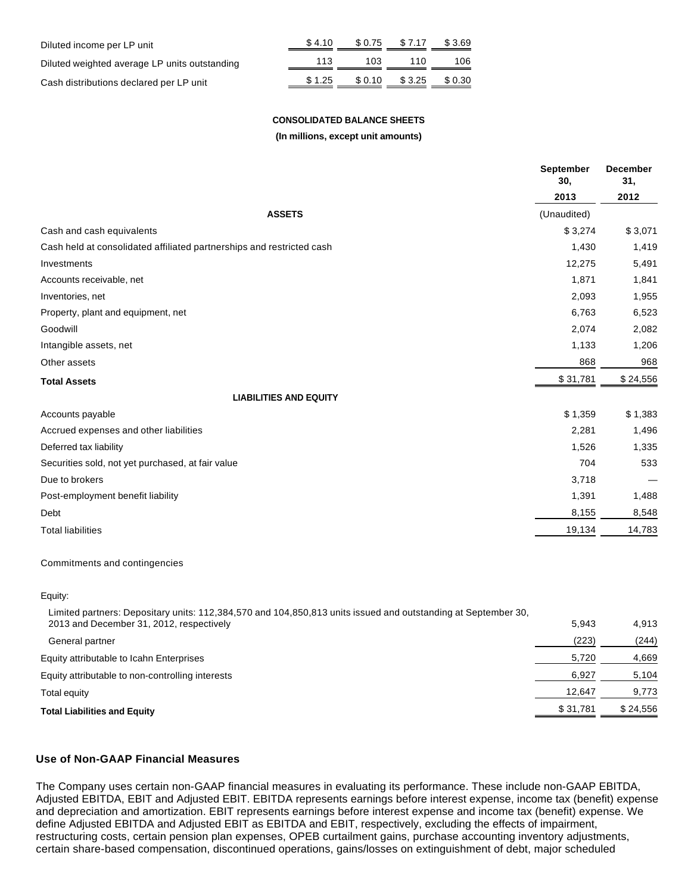| | | | | |
|---|---|---|---|---|
| Diluted income per LP unit | $ 4.10 | $ 0.75 | $ 7.17 | $ 3.69 |
| Diluted weighted average LP units outstanding | 113 | 103 | 110 | 106 |
| Cash distributions declared per LP unit | $ 1.25 | $ 0.10 | $ 3.25 | $ 0.30 |

**CONSOLIDATED BALANCE SHEETS**

**(In millions, except unit amounts)**

| | September 30, 2013 | December 31, 2012 |
|---|---|---|
| **ASSETS** | (Unaudited) | |
| Cash and cash equivalents | $ 3,274 | $ 3,071 |
| Cash held at consolidated affiliated partnerships and restricted cash | 1,430 | 1,419 |
| Investments | 12,275 | 5,491 |
| Accounts receivable, net | 1,871 | 1,841 |
| Inventories, net | 2,093 | 1,955 |
| Property, plant and equipment, net | 6,763 | 6,523 |
| Goodwill | 2,074 | 2,082 |
| Intangible assets, net | 1,133 | 1,206 |
| Other assets | 868 | 968 |
| **Total Assets** | $ 31,781 | $ 24,556 |
| **LIABILITIES AND EQUITY** | | |
| Accounts payable | $ 1,359 | $ 1,383 |
| Accrued expenses and other liabilities | 2,281 | 1,496 |
| Deferred tax liability | 1,526 | 1,335 |
| Securities sold, not yet purchased, at fair value | 704 | 533 |
| Due to brokers | 3,718 | — |
| Post-employment benefit liability | 1,391 | 1,488 |
| Debt | 8,155 | 8,548 |
| Total liabilities | 19,134 | 14,783 |
| Commitments and contingencies | | |
| Equity: | | |
| Limited partners: Depositary units: 112,384,570 and 104,850,813 units issued and outstanding at September 30, 2013 and December 31, 2012, respectively | 5,943 | 4,913 |
| General partner | (223) | (244) |
| Equity attributable to Icahn Enterprises | 5,720 | 4,669 |
| Equity attributable to non-controlling interests | 6,927 | 5,104 |
| Total equity | 12,647 | 9,773 |
| **Total Liabilities and Equity** | $ 31,781 | $ 24,556 |

### Use of Non-GAAP Financial Measures

The Company uses certain non-GAAP financial measures in evaluating its performance. These include non-GAAP EBITDA, Adjusted EBITDA, EBIT and Adjusted EBIT. EBITDA represents earnings before interest expense, income tax (benefit) expense and depreciation and amortization. EBIT represents earnings before interest expense and income tax (benefit) expense. We define Adjusted EBITDA and Adjusted EBIT as EBITDA and EBIT, respectively, excluding the effects of impairment, restructuring costs, certain pension plan expenses, OPEB curtailment gains, purchase accounting inventory adjustments, certain share-based compensation, discontinued operations, gains/losses on extinguishment of debt, major scheduled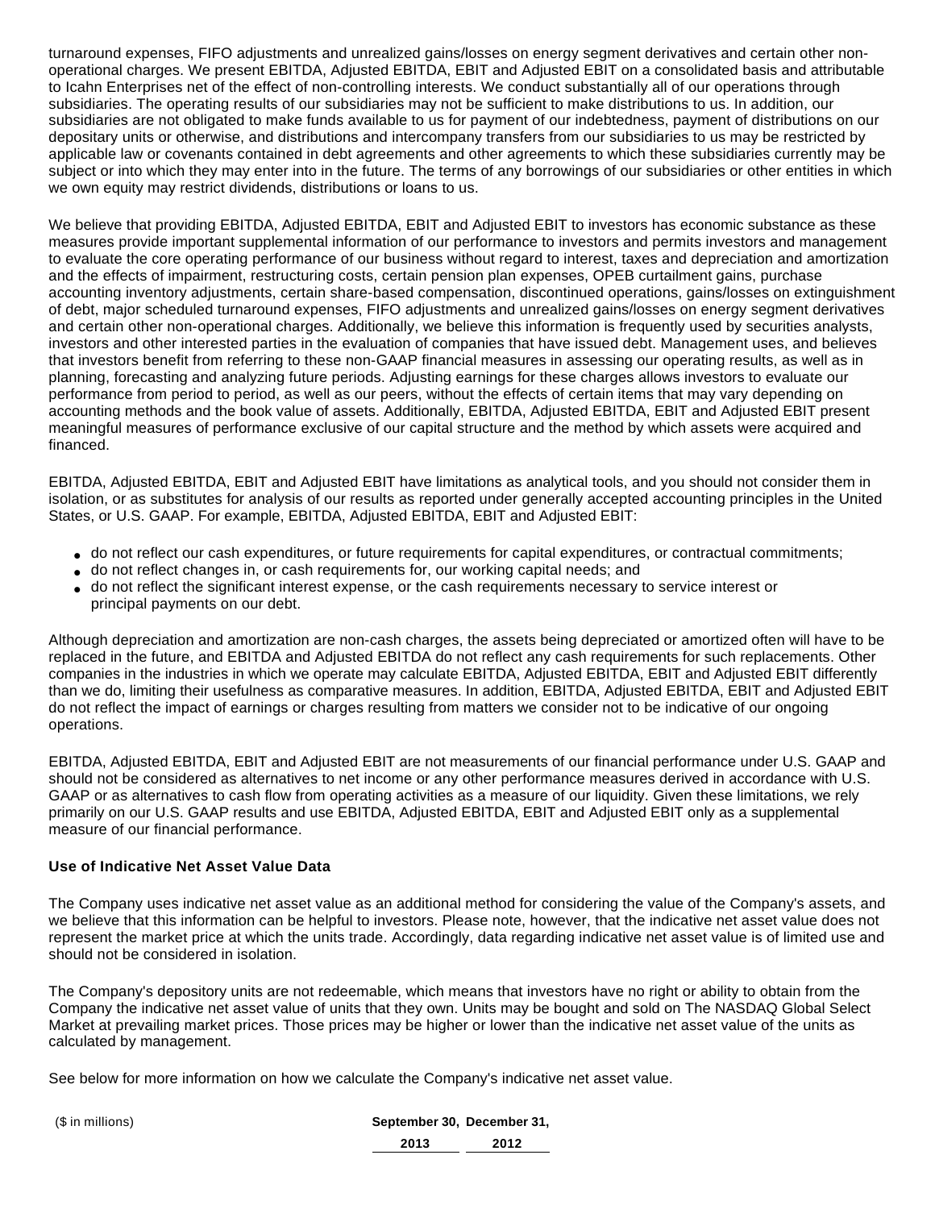turnaround expenses, FIFO adjustments and unrealized gains/losses on energy segment derivatives and certain other non-operational charges. We present EBITDA, Adjusted EBITDA, EBIT and Adjusted EBIT on a consolidated basis and attributable to Icahn Enterprises net of the effect of non-controlling interests. We conduct substantially all of our operations through subsidiaries. The operating results of our subsidiaries may not be sufficient to make distributions to us. In addition, our subsidiaries are not obligated to make funds available to us for payment of our indebtedness, payment of distributions on our depositary units or otherwise, and distributions and intercompany transfers from our subsidiaries to us may be restricted by applicable law or covenants contained in debt agreements and other agreements to which these subsidiaries currently may be subject or into which they may enter into in the future. The terms of any borrowings of our subsidiaries or other entities in which we own equity may restrict dividends, distributions or loans to us.

We believe that providing EBITDA, Adjusted EBITDA, EBIT and Adjusted EBIT to investors has economic substance as these measures provide important supplemental information of our performance to investors and permits investors and management to evaluate the core operating performance of our business without regard to interest, taxes and depreciation and amortization and the effects of impairment, restructuring costs, certain pension plan expenses, OPEB curtailment gains, purchase accounting inventory adjustments, certain share-based compensation, discontinued operations, gains/losses on extinguishment of debt, major scheduled turnaround expenses, FIFO adjustments and unrealized gains/losses on energy segment derivatives and certain other non-operational charges. Additionally, we believe this information is frequently used by securities analysts, investors and other interested parties in the evaluation of companies that have issued debt. Management uses, and believes that investors benefit from referring to these non-GAAP financial measures in assessing our operating results, as well as in planning, forecasting and analyzing future periods. Adjusting earnings for these charges allows investors to evaluate our performance from period to period, as well as our peers, without the effects of certain items that may vary depending on accounting methods and the book value of assets. Additionally, EBITDA, Adjusted EBITDA, EBIT and Adjusted EBIT present meaningful measures of performance exclusive of our capital structure and the method by which assets were acquired and financed.

EBITDA, Adjusted EBITDA, EBIT and Adjusted EBIT have limitations as analytical tools, and you should not consider them in isolation, or as substitutes for analysis of our results as reported under generally accepted accounting principles in the United States, or U.S. GAAP. For example, EBITDA, Adjusted EBITDA, EBIT and Adjusted EBIT:

- do not reflect our cash expenditures, or future requirements for capital expenditures, or contractual commitments;
- do not reflect changes in, or cash requirements for, our working capital needs; and
- do not reflect the significant interest expense, or the cash requirements necessary to service interest or principal payments on our debt.

Although depreciation and amortization are non-cash charges, the assets being depreciated or amortized often will have to be replaced in the future, and EBITDA and Adjusted EBITDA do not reflect any cash requirements for such replacements. Other companies in the industries in which we operate may calculate EBITDA, Adjusted EBITDA, EBIT and Adjusted EBIT differently than we do, limiting their usefulness as comparative measures. In addition, EBITDA, Adjusted EBITDA, EBIT and Adjusted EBIT do not reflect the impact of earnings or charges resulting from matters we consider not to be indicative of our ongoing operations.

EBITDA, Adjusted EBITDA, EBIT and Adjusted EBIT are not measurements of our financial performance under U.S. GAAP and should not be considered as alternatives to net income or any other performance measures derived in accordance with U.S. GAAP or as alternatives to cash flow from operating activities as a measure of our liquidity. Given these limitations, we rely primarily on our U.S. GAAP results and use EBITDA, Adjusted EBITDA, EBIT and Adjusted EBIT only as a supplemental measure of our financial performance.

**Use of Indicative Net Asset Value Data**

The Company uses indicative net asset value as an additional method for considering the value of the Company's assets, and we believe that this information can be helpful to investors. Please note, however, that the indicative net asset value does not represent the market price at which the units trade. Accordingly, data regarding indicative net asset value is of limited use and should not be considered in isolation.

The Company's depository units are not redeemable, which means that investors have no right or ability to obtain from the Company the indicative net asset value of units that they own. Units may be bought and sold on The NASDAQ Global Select Market at prevailing market prices. Those prices may be higher or lower than the indicative net asset value of the units as calculated by management.

See below for more information on how we calculate the Company's indicative net asset value.

| ($ in millions) | September 30, 2013 | December 31, 2012 |
|---|---|---|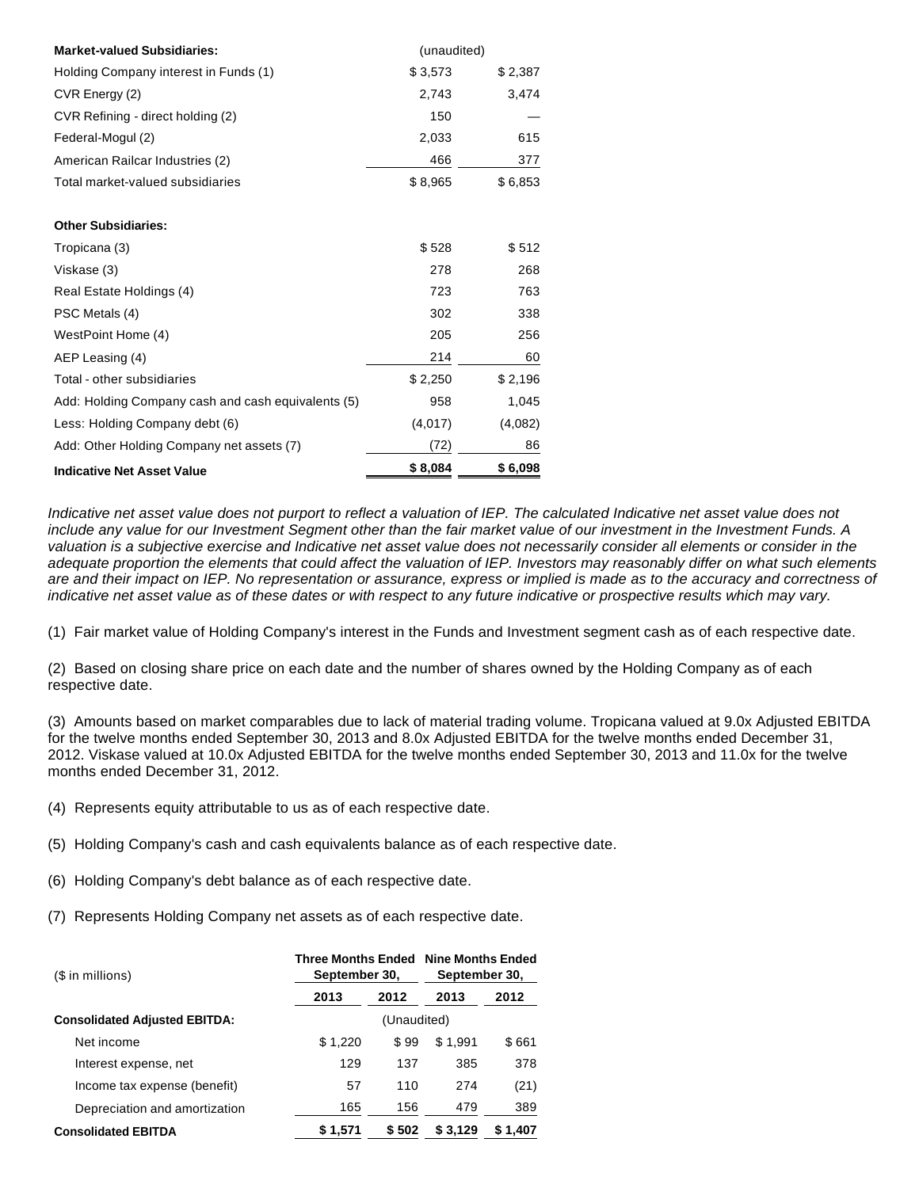| Market-valued Subsidiaries: | (unaudited) | |
|---|---|---|
| Holding Company interest in Funds (1) | $ 3,573 | $ 2,387 |
| CVR Energy (2) | 2,743 | 3,474 |
| CVR Refining - direct holding (2) | 150 | — |
| Federal-Mogul (2) | 2,033 | 615 |
| American Railcar Industries (2) | 466 | 377 |
| Total market-valued subsidiaries | $ 8,965 | $ 6,853 |
| | | |
| **Other Subsidiaries:** | | |
| Tropicana (3) | $ 528 | $ 512 |
| Viskase (3) | 278 | 268 |
| Real Estate Holdings (4) | 723 | 763 |
| PSC Metals (4) | 302 | 338 |
| WestPoint Home (4) | 205 | 256 |
| AEP Leasing (4) | 214 | 60 |
| Total - other subsidiaries | $ 2,250 | $ 2,196 |
| Add: Holding Company cash and cash equivalents (5) | 958 | 1,045 |
| Less: Holding Company debt (6) | (4,017) | (4,082) |
| Add: Other Holding Company net assets (7) | (72) | 86 |
| **Indicative Net Asset Value** | **$ 8,084** | **$ 6,098** |

*Indicative net asset value does not purport to reflect a valuation of IEP. The calculated Indicative net asset value does not include any value for our Investment Segment other than the fair market value of our investment in the Investment Funds. A valuation is a subjective exercise and Indicative net asset value does not necessarily consider all elements or consider in the adequate proportion the elements that could affect the valuation of IEP. Investors may reasonably differ on what such elements are and their impact on IEP. No representation or assurance, express or implied is made as to the accuracy and correctness of indicative net asset value as of these dates or with respect to any future indicative or prospective results which may vary.*

(1) Fair market value of Holding Company's interest in the Funds and Investment segment cash as of each respective date.

(2) Based on closing share price on each date and the number of shares owned by the Holding Company as of each respective date.

(3) Amounts based on market comparables due to lack of material trading volume. Tropicana valued at 9.0x Adjusted EBITDA for the twelve months ended September 30, 2013 and 8.0x Adjusted EBITDA for the twelve months ended December 31, 2012. Viskase valued at 10.0x Adjusted EBITDA for the twelve months ended September 30, 2013 and 11.0x for the twelve months ended December 31, 2012.

(4) Represents equity attributable to us as of each respective date.

(5) Holding Company's cash and cash equivalents balance as of each respective date.

(6) Holding Company's debt balance as of each respective date.

(7) Represents Holding Company net assets as of each respective date.

| ($ in millions) | Three Months Ended September 30, | | Nine Months Ended September 30, | |
|---|---|---|---|---|
| | 2013 | 2012 | 2013 | 2012 |
| **Consolidated Adjusted EBITDA:** | (Unaudited) | | | |
| Net income | $ 1,220 | $ 99 | $ 1,991 | $ 661 |
| Interest expense, net | 129 | 137 | 385 | 378 |
| Income tax expense (benefit) | 57 | 110 | 274 | (21) |
| Depreciation and amortization | 165 | 156 | 479 | 389 |
| **Consolidated EBITDA** | **$ 1,571** | **$ 502** | **$ 3,129** | **$ 1,407** |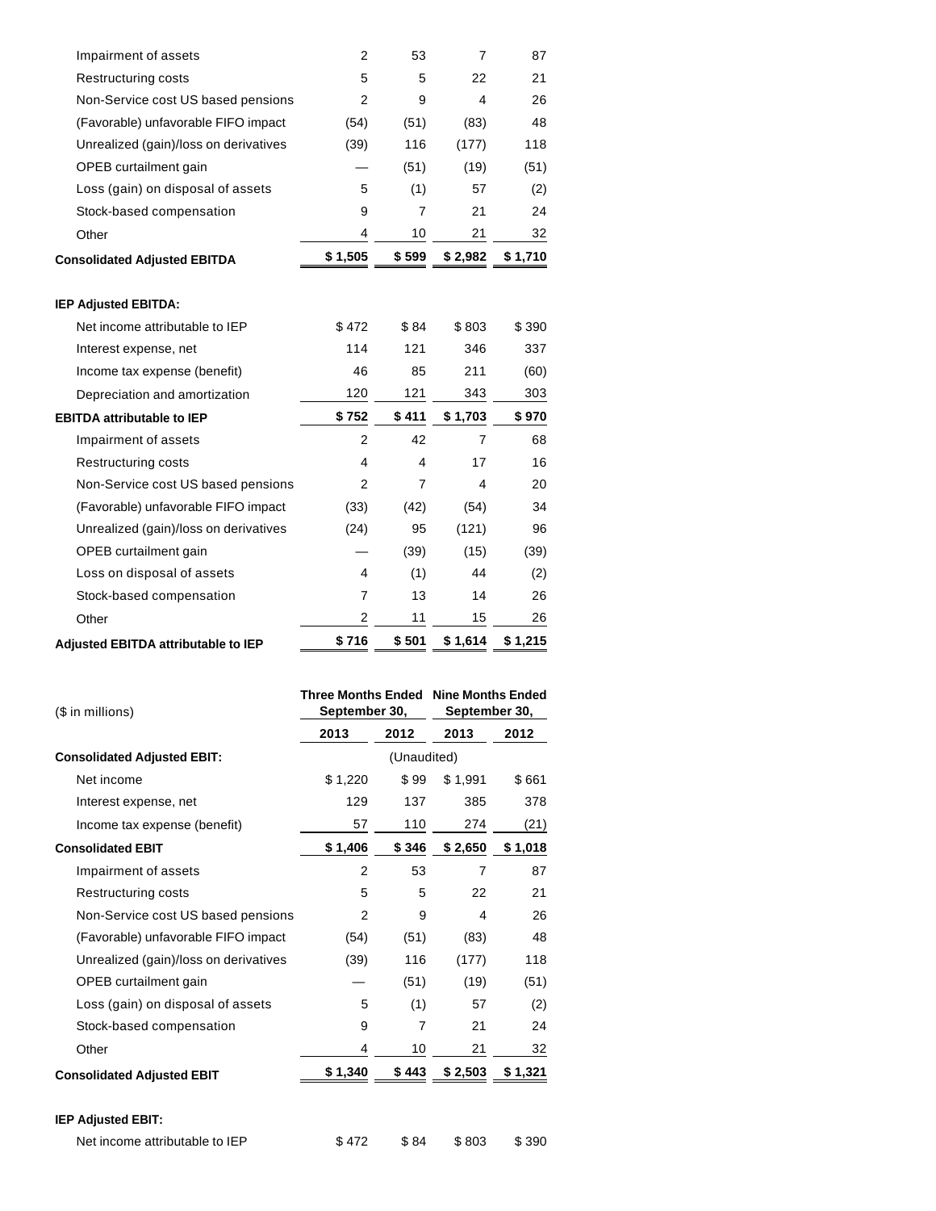| | | | | |
|---|---|---|---|---|
| Impairment of assets | 2 | 53 | 7 | 87 |
| Restructuring costs | 5 | 5 | 22 | 21 |
| Non-Service cost US based pensions | 2 | 9 | 4 | 26 |
| (Favorable) unfavorable FIFO impact | (54) | (51) | (83) | 48 |
| Unrealized (gain)/loss on derivatives | (39) | 116 | (177) | 118 |
| OPEB curtailment gain | — | (51) | (19) | (51) |
| Loss (gain) on disposal of assets | 5 | (1) | 57 | (2) |
| Stock-based compensation | 9 | 7 | 21 | 24 |
| Other | 4 | 10 | 21 | 32 |
| **Consolidated Adjusted EBITDA** | **$ 1,505** | **$ 599** | **$ 2,982** | **$ 1,710** |
| | | | | |
| **IEP Adjusted EBITDA:** | | | | |
| Net income attributable to IEP | $ 472 | $ 84 | $ 803 | $ 390 |
| Interest expense, net | 114 | 121 | 346 | 337 |
| Income tax expense (benefit) | 46 | 85 | 211 | (60) |
| Depreciation and amortization | 120 | 121 | 343 | 303 |
| **EBITDA attributable to IEP** | **$ 752** | **$ 411** | **$ 1,703** | **$ 970** |
| Impairment of assets | 2 | 42 | 7 | 68 |
| Restructuring costs | 4 | 4 | 17 | 16 |
| Non-Service cost US based pensions | 2 | 7 | 4 | 20 |
| (Favorable) unfavorable FIFO impact | (33) | (42) | (54) | 34 |
| Unrealized (gain)/loss on derivatives | (24) | 95 | (121) | 96 |
| OPEB curtailment gain | — | (39) | (15) | (39) |
| Loss on disposal of assets | 4 | (1) | 44 | (2) |
| Stock-based compensation | 7 | 13 | 14 | 26 |
| Other | 2 | 11 | 15 | 26 |
| **Adjusted EBITDA attributable to IEP** | **$ 716** | **$ 501** | **$ 1,614** | **$ 1,215** |

| ($ in millions) | **Three Months Ended September 30,** | | **Nine Months Ended September 30,** | |
|---|---|---|---|---|
| | **2013** | **2012** | **2013** | **2012** |
| **Consolidated Adjusted EBIT:** | | (Unaudited) | | |
| Net income | $ 1,220 | $ 99 | $ 1,991 | $ 661 |
| Interest expense, net | 129 | 137 | 385 | 378 |
| Income tax expense (benefit) | 57 | 110 | 274 | (21) |
| **Consolidated EBIT** | **$ 1,406** | **$ 346** | **$ 2,650** | **$ 1,018** |
| Impairment of assets | 2 | 53 | 7 | 87 |
| Restructuring costs | 5 | 5 | 22 | 21 |
| Non-Service cost US based pensions | 2 | 9 | 4 | 26 |
| (Favorable) unfavorable FIFO impact | (54) | (51) | (83) | 48 |
| Unrealized (gain)/loss on derivatives | (39) | 116 | (177) | 118 |
| OPEB curtailment gain | — | (51) | (19) | (51) |
| Loss (gain) on disposal of assets | 5 | (1) | 57 | (2) |
| Stock-based compensation | 9 | 7 | 21 | 24 |
| Other | 4 | 10 | 21 | 32 |
| **Consolidated Adjusted EBIT** | **$ 1,340** | **$ 443** | **$ 2,503** | **$ 1,321** |
| | | | | |
| **IEP Adjusted EBIT:** | | | | |
| Net income attributable to IEP | $ 472 | $ 84 | $ 803 | $ 390 |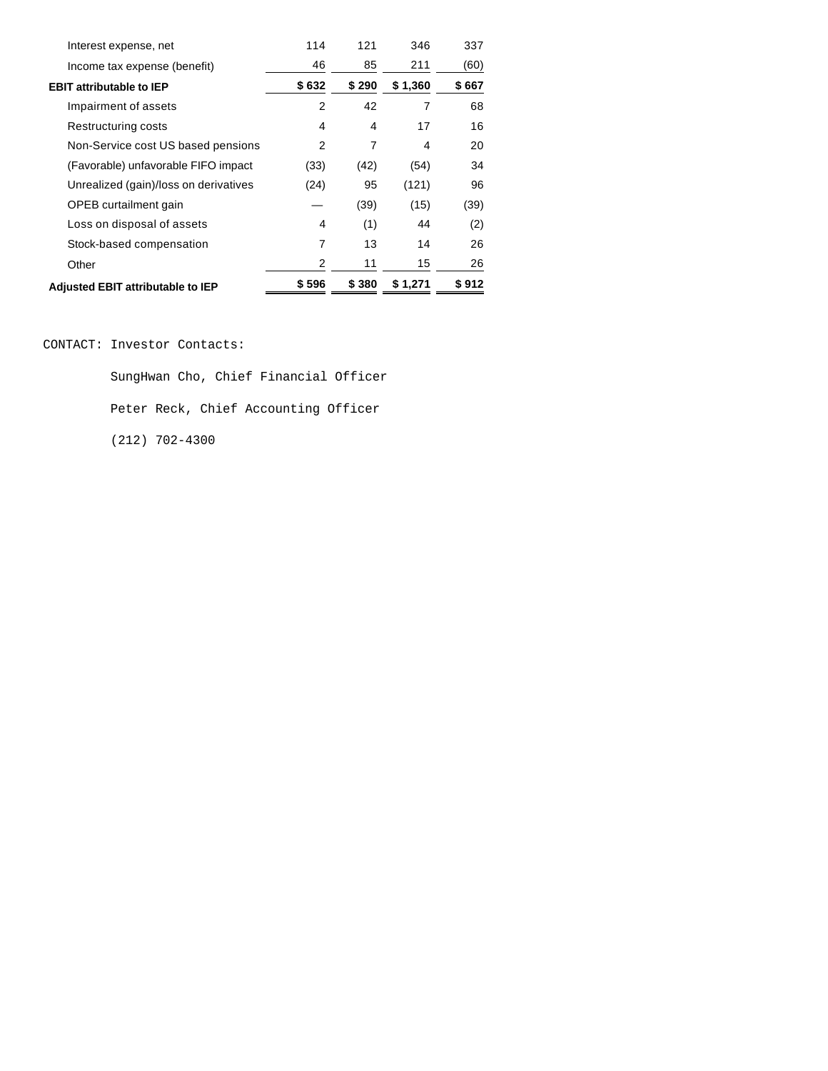| | | | | |
|---|---|---|---|---|
| Interest expense, net | 114 | 121 | 346 | 337 |
| Income tax expense (benefit) | 46 | 85 | 211 | (60) |
| **EBIT attributable to IEP** | **$ 632** | **$ 290** | **$ 1,360** | **$ 667** |
| Impairment of assets | 2 | 42 | 7 | 68 |
| Restructuring costs | 4 | 4 | 17 | 16 |
| Non-Service cost US based pensions | 2 | 7 | 4 | 20 |
| (Favorable) unfavorable FIFO impact | (33) | (42) | (54) | 34 |
| Unrealized (gain)/loss on derivatives | (24) | 95 | (121) | 96 |
| OPEB curtailment gain | — | (39) | (15) | (39) |
| Loss on disposal of assets | 4 | (1) | 44 | (2) |
| Stock-based compensation | 7 | 13 | 14 | 26 |
| Other | 2 | 11 | 15 | 26 |
| **Adjusted EBIT attributable to IEP** | **$ 596** | **$ 380** | **$ 1,271** | **$ 912** |

CONTACT: Investor Contacts:

SungHwan Cho, Chief Financial Officer

Peter Reck, Chief Accounting Officer

(212) 702-4300